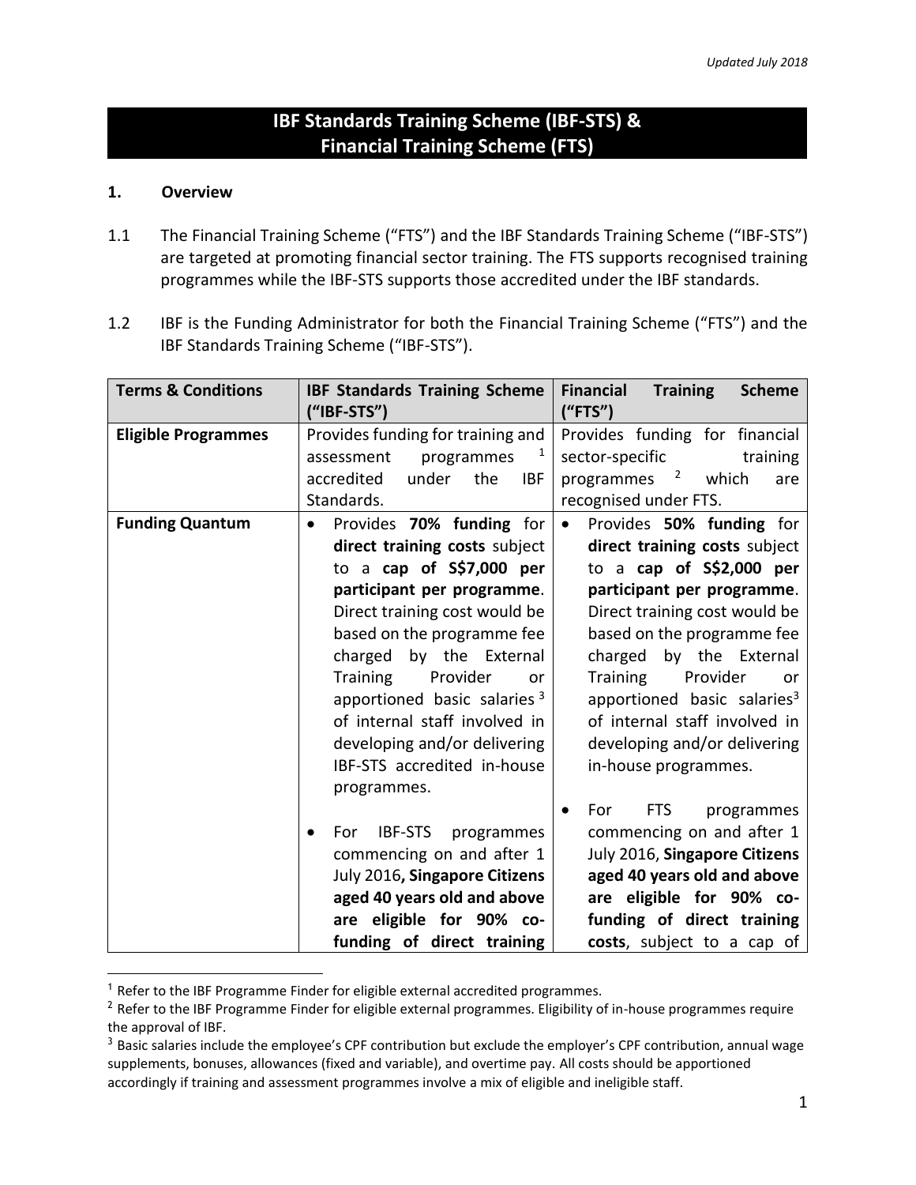*Updated July 2018*

# IBF Standards Training Scheme (IBF-STS) & Financial Training Scheme (FTS)

## 1. Overview

1.1 The Financial Training Scheme ("FTS") and the IBF Standards Training Scheme ("IBF-STS") are targeted at promoting financial sector training. The FTS supports recognised training programmes while the IBF-STS supports those accredited under the IBF standards.

1.2 IBF is the Funding Administrator for both the Financial Training Scheme ("FTS") and the IBF Standards Training Scheme ("IBF-STS").

| Terms & Conditions | IBF Standards Training Scheme ("IBF-STS") | Financial Training Scheme ("FTS") |
|---|---|---|
| **Eligible Programmes** | Provides funding for training and assessment programmes [1] accredited under the IBF Standards. | Provides funding for financial sector-specific training programmes [2] which are recognised under FTS. |
| **Funding Quantum** | • Provides **70% funding** for **direct training costs** subject to a **cap of S$7,000 per participant per programme**. Direct training cost would be based on the programme fee charged by the External Training Provider or apportioned basic salaries [3] of internal staff involved in developing and/or delivering IBF-STS accredited in-house programmes.<br><br>• For IBF-STS programmes commencing on and after 1 July 2016**, Singapore Citizens aged 40 years old and above are eligible for 90% co-funding of direct training** | • Provides **50% funding** for **direct training costs** subject to a **cap of S$2,000 per participant per programme**. Direct training cost would be based on the programme fee charged by the External Training Provider or apportioned basic salaries[3] of internal staff involved in developing and/or delivering in-house programmes.<br><br>• For FTS programmes commencing on and after 1 July 2016, **Singapore Citizens aged 40 years old and above are eligible for 90% co-funding of direct training costs**, subject to a cap of |

[1] Refer to the IBF Programme Finder for eligible external accredited programmes.

[2] Refer to the IBF Programme Finder for eligible external programmes. Eligibility of in-house programmes require the approval of IBF.

[3] Basic salaries include the employee's CPF contribution but exclude the employer's CPF contribution, annual wage supplements, bonuses, allowances (fixed and variable), and overtime pay. All costs should be apportioned accordingly if training and assessment programmes involve a mix of eligible and ineligible staff.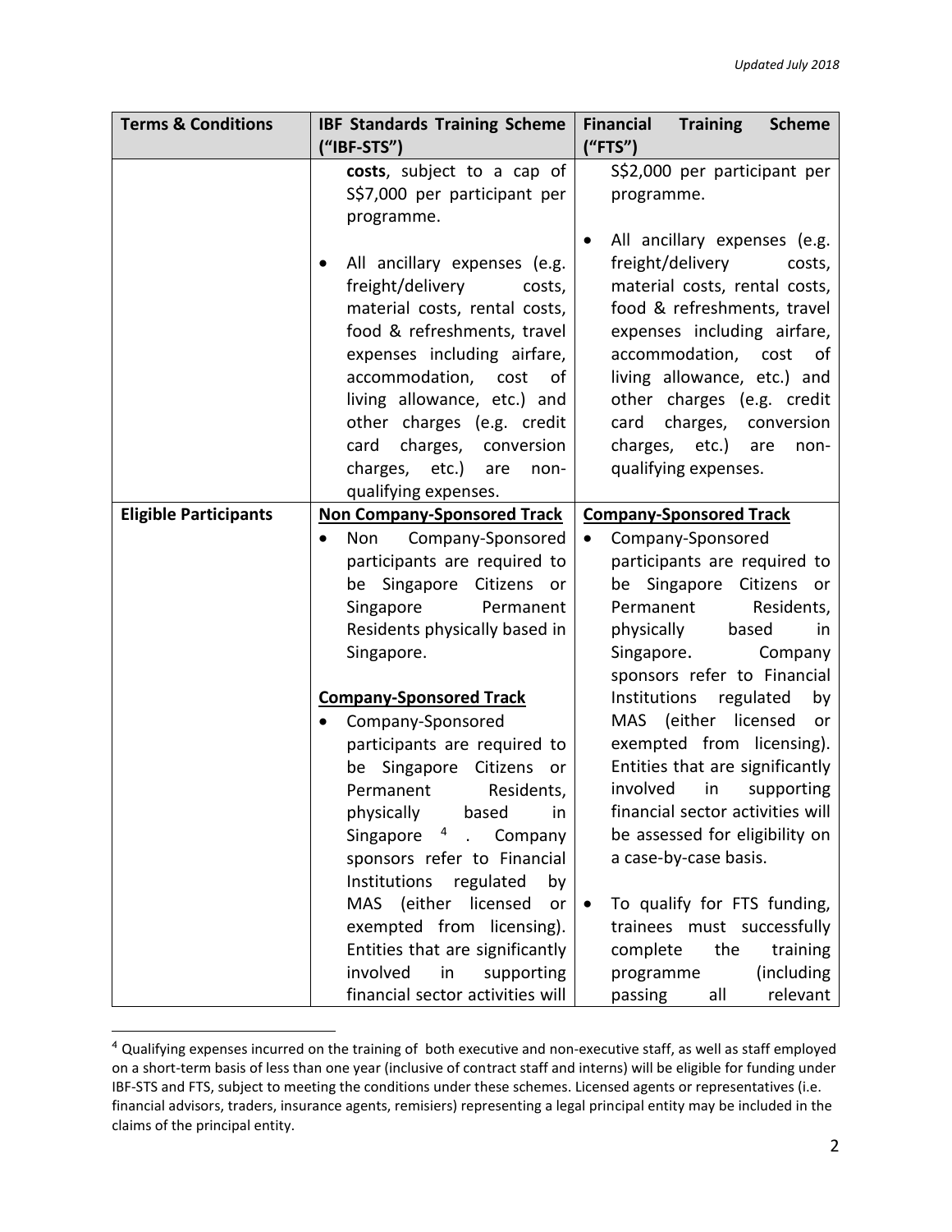| Terms & Conditions | IBF Standards Training Scheme ("IBF-STS") | Financial Training Scheme ("FTS") |
|---|---|---|
| | **costs**, subject to a cap of S$7,000 per participant per programme.<br><br>• All ancillary expenses (e.g. freight/delivery costs, material costs, rental costs, food & refreshments, travel expenses including airfare, accommodation, cost of living allowance, etc.) and other charges (e.g. credit card charges, conversion charges, etc.) are non-qualifying expenses. | S$2,000 per participant per programme.<br><br>• All ancillary expenses (e.g. freight/delivery costs, material costs, rental costs, food & refreshments, travel expenses including airfare, accommodation, cost of living allowance, etc.) and other charges (e.g. credit card charges, conversion charges, etc.) are non-qualifying expenses. |
| **Eligible Participants** | **<u>Non Company-Sponsored Track</u>**<br>• Non Company-Sponsored participants are required to be Singapore Citizens or Singapore Permanent Residents physically based in Singapore.<br><br>**<u>Company-Sponsored Track</u>**<br>• Company-Sponsored participants are required to be Singapore Citizens or Permanent Residents, physically based in Singapore[4]. Company sponsors refer to Financial Institutions regulated by MAS (either licensed or exempted from licensing). Entities that are significantly involved in supporting financial sector activities will | **<u>Company-Sponsored Track</u>**<br>• Company-Sponsored participants are required to be Singapore Citizens or Permanent Residents, physically based in Singapore. Company sponsors refer to Financial Institutions regulated by MAS (either licensed or exempted from licensing). Entities that are significantly involved in supporting financial sector activities will be assessed for eligibility on a case-by-case basis.<br><br>• To qualify for FTS funding, trainees must successfully complete the training programme (including passing all relevant |

[4] Qualifying expenses incurred on the training of both executive and non-executive staff, as well as staff employed on a short-term basis of less than one year (inclusive of contract staff and interns) will be eligible for funding under IBF-STS and FTS, subject to meeting the conditions under these schemes. Licensed agents or representatives (i.e. financial advisors, traders, insurance agents, remisiers) representing a legal principal entity may be included in the claims of the principal entity.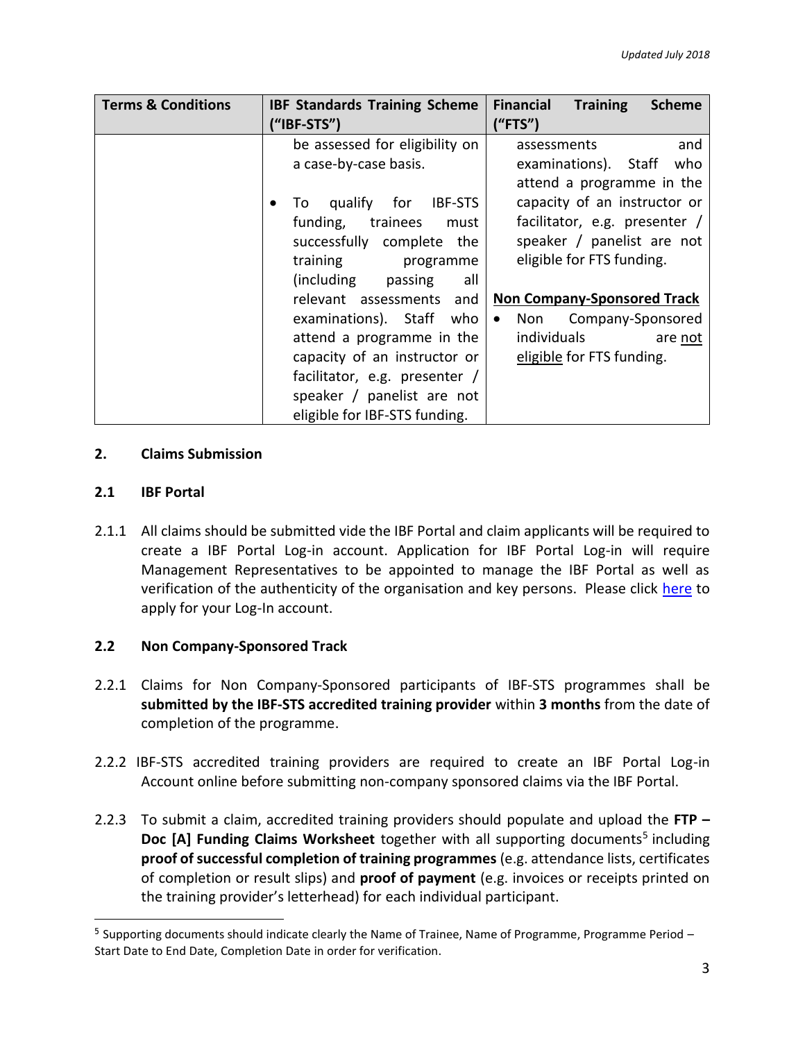| Terms & Conditions | IBF Standards Training Scheme ("IBF-STS") | Financial Training Scheme ("FTS") |
| --- | --- | --- |
| | be assessed for eligibility on a case-by-case basis.<br><br>• To qualify for IBF-STS funding, trainees must successfully complete the training programme (including passing all relevant assessments and examinations). Staff who attend a programme in the capacity of an instructor or facilitator, e.g. presenter / speaker / panelist are not eligible for IBF-STS funding. | assessments and examinations). Staff who attend a programme in the capacity of an instructor or facilitator, e.g. presenter / speaker / panelist are not eligible for FTS funding.<br><br>**Non Company-Sponsored Track**<br>• Non Company-Sponsored individuals are not eligible for FTS funding. |

## 2. Claims Submission

### 2.1 IBF Portal

2.1.1 All claims should be submitted vide the IBF Portal and claim applicants will be required to create a IBF Portal Log-in account. Application for IBF Portal Log-in will require Management Representatives to be appointed to manage the IBF Portal as well as verification of the authenticity of the organisation and key persons. Please click here to apply for your Log-In account.

### 2.2 Non Company-Sponsored Track

2.2.1 Claims for Non Company-Sponsored participants of IBF-STS programmes shall be **submitted by the IBF-STS accredited training provider** within **3 months** from the date of completion of the programme.

2.2.2 IBF-STS accredited training providers are required to create an IBF Portal Log-in Account online before submitting non-company sponsored claims via the IBF Portal.

2.2.3 To submit a claim, accredited training providers should populate and upload the **FTP – Doc [A] Funding Claims Worksheet** together with all supporting documents[5] including **proof of successful completion of training programmes** (e.g. attendance lists, certificates of completion or result slips) and **proof of payment** (e.g. invoices or receipts printed on the training provider's letterhead) for each individual participant.

[5] Supporting documents should indicate clearly the Name of Trainee, Name of Programme, Programme Period – Start Date to End Date, Completion Date in order for verification.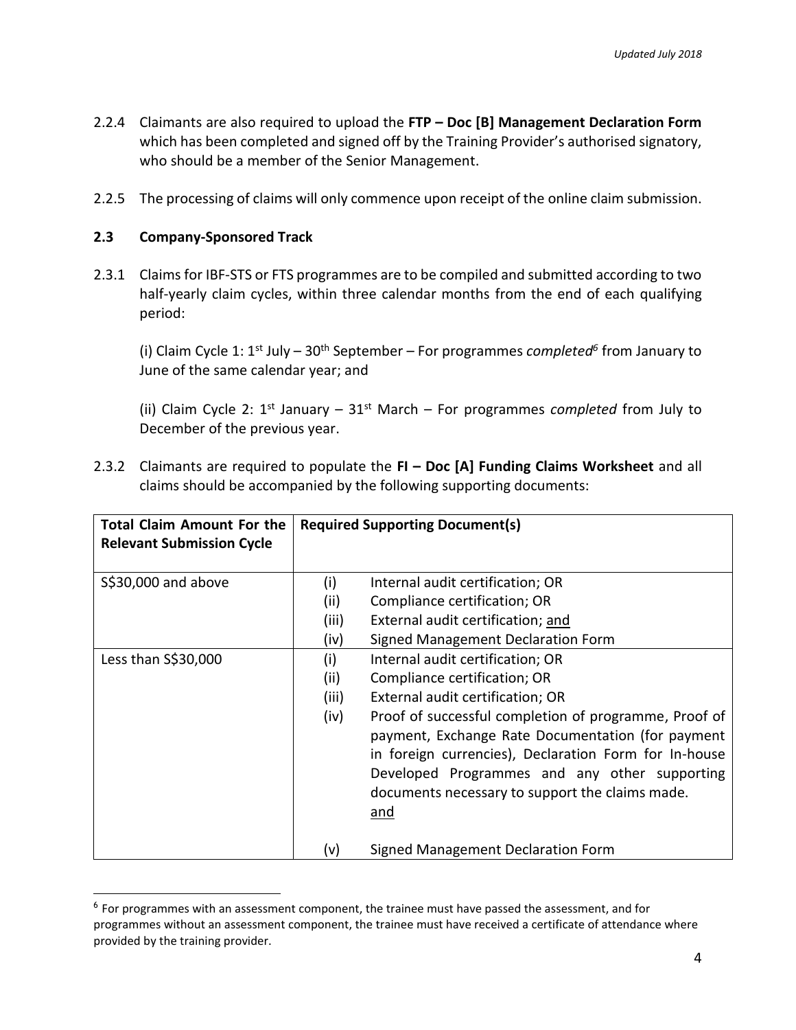2.2.4 Claimants are also required to upload the **FTP – Doc [B] Management Declaration Form** which has been completed and signed off by the Training Provider's authorised signatory, who should be a member of the Senior Management.

2.2.5 The processing of claims will only commence upon receipt of the online claim submission.

### 2.3 Company-Sponsored Track

2.3.1 Claims for IBF-STS or FTS programmes are to be compiled and submitted according to two half-yearly claim cycles, within three calendar months from the end of each qualifying period:

(i) Claim Cycle 1: 1st July – 30th September – For programmes *completed*[6] from January to June of the same calendar year; and

(ii) Claim Cycle 2: 1st January – 31st March – For programmes *completed* from July to December of the previous year.

2.3.2 Claimants are required to populate the **FI – Doc [A] Funding Claims Worksheet** and all claims should be accompanied by the following supporting documents:

| **Total Claim Amount For the Relevant Submission Cycle** | **Required Supporting Document(s)** |
| --- | --- |
| S$30,000 and above | (i) Internal audit certification; OR<br>(ii) Compliance certification; OR<br>(iii) External audit certification; <u>and</u><br>(iv) Signed Management Declaration Form |
| Less than S$30,000 | (i) Internal audit certification; OR<br>(ii) Compliance certification; OR<br>(iii) External audit certification; OR<br>(iv) Proof of successful completion of programme, Proof of payment, Exchange Rate Documentation (for payment in foreign currencies), Declaration Form for In-house Developed Programmes and any other supporting documents necessary to support the claims made. <u>and</u><br>(v) Signed Management Declaration Form |

[6] For programmes with an assessment component, the trainee must have passed the assessment, and for programmes without an assessment component, the trainee must have received a certificate of attendance where provided by the training provider.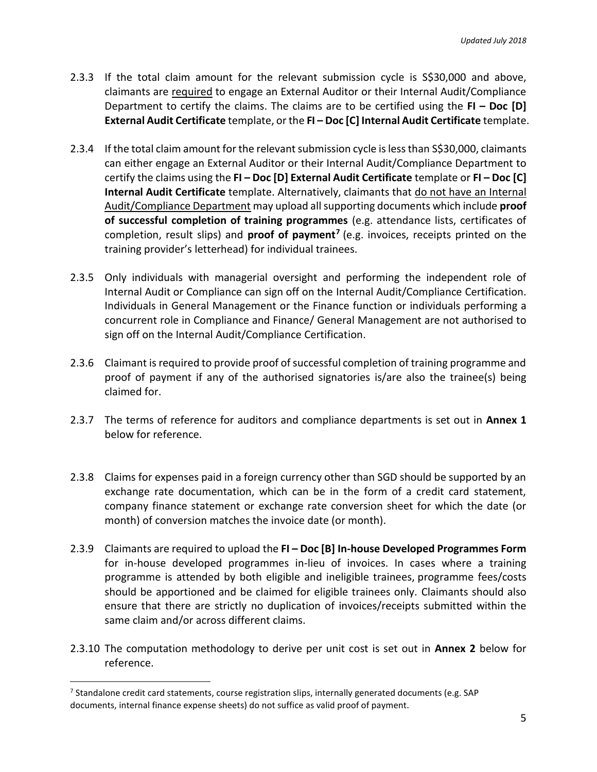2.3.3 If the total claim amount for the relevant submission cycle is S$30,000 and above, claimants are required to engage an External Auditor or their Internal Audit/Compliance Department to certify the claims. The claims are to be certified using the **FI – Doc [D] External Audit Certificate** template, or the **FI – Doc [C] Internal Audit Certificate** template.

2.3.4 If the total claim amount for the relevant submission cycle is less than S$30,000, claimants can either engage an External Auditor or their Internal Audit/Compliance Department to certify the claims using the **FI – Doc [D] External Audit Certificate** template or **FI – Doc [C] Internal Audit Certificate** template. Alternatively, claimants that do not have an Internal Audit/Compliance Department may upload all supporting documents which include **proof of successful completion of training programmes** (e.g. attendance lists, certificates of completion, result slips) and **proof of payment**[7] (e.g. invoices, receipts printed on the training provider's letterhead) for individual trainees.

2.3.5 Only individuals with managerial oversight and performing the independent role of Internal Audit or Compliance can sign off on the Internal Audit/Compliance Certification. Individuals in General Management or the Finance function or individuals performing a concurrent role in Compliance and Finance/ General Management are not authorised to sign off on the Internal Audit/Compliance Certification.

2.3.6 Claimant is required to provide proof of successful completion of training programme and proof of payment if any of the authorised signatories is/are also the trainee(s) being claimed for.

2.3.7 The terms of reference for auditors and compliance departments is set out in **Annex 1** below for reference.

2.3.8 Claims for expenses paid in a foreign currency other than SGD should be supported by an exchange rate documentation, which can be in the form of a credit card statement, company finance statement or exchange rate conversion sheet for which the date (or month) of conversion matches the invoice date (or month).

2.3.9 Claimants are required to upload the **FI – Doc [B] In-house Developed Programmes Form** for in-house developed programmes in-lieu of invoices. In cases where a training programme is attended by both eligible and ineligible trainees, programme fees/costs should be apportioned and be claimed for eligible trainees only. Claimants should also ensure that there are strictly no duplication of invoices/receipts submitted within the same claim and/or across different claims.

2.3.10 The computation methodology to derive per unit cost is set out in **Annex 2** below for reference.

[7] Standalone credit card statements, course registration slips, internally generated documents (e.g. SAP documents, internal finance expense sheets) do not suffice as valid proof of payment.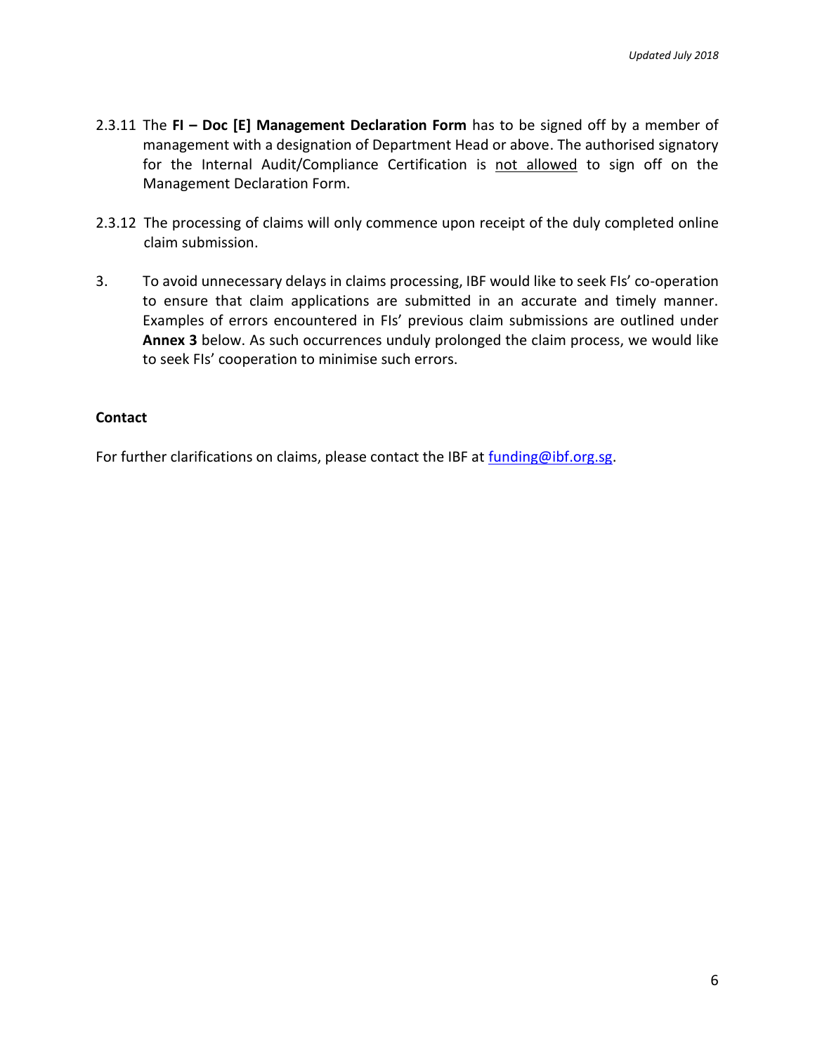2.3.11 The **FI – Doc [E] Management Declaration Form** has to be signed off by a member of management with a designation of Department Head or above. The authorised signatory for the Internal Audit/Compliance Certification is <u>not allowed</u> to sign off on the Management Declaration Form.

2.3.12 The processing of claims will only commence upon receipt of the duly completed online claim submission.

3. To avoid unnecessary delays in claims processing, IBF would like to seek FIs' co-operation to ensure that claim applications are submitted in an accurate and timely manner. Examples of errors encountered in FIs' previous claim submissions are outlined under **Annex 3** below. As such occurrences unduly prolonged the claim process, we would like to seek FIs' cooperation to minimise such errors.

**Contact**

For further clarifications on claims, please contact the IBF at [funding@ibf.org.sg](mailto:funding@ibf.org.sg).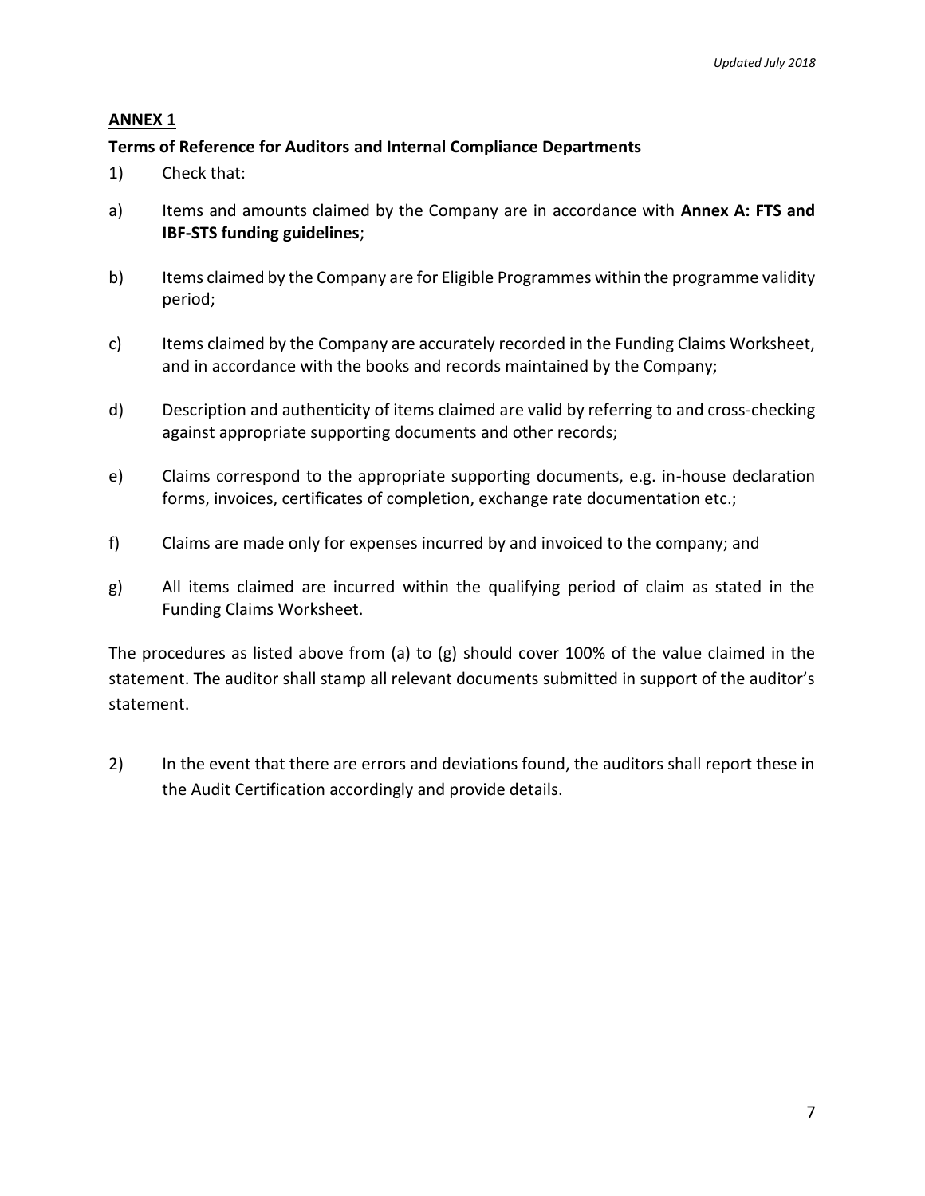## ANNEX 1

### Terms of Reference for Auditors and Internal Compliance Departments

1) Check that:

a) Items and amounts claimed by the Company are in accordance with **Annex A: FTS and IBF-STS funding guidelines**;

b) Items claimed by the Company are for Eligible Programmes within the programme validity period;

c) Items claimed by the Company are accurately recorded in the Funding Claims Worksheet, and in accordance with the books and records maintained by the Company;

d) Description and authenticity of items claimed are valid by referring to and cross-checking against appropriate supporting documents and other records;

e) Claims correspond to the appropriate supporting documents, e.g. in-house declaration forms, invoices, certificates of completion, exchange rate documentation etc.;

f) Claims are made only for expenses incurred by and invoiced to the company; and

g) All items claimed are incurred within the qualifying period of claim as stated in the Funding Claims Worksheet.

The procedures as listed above from (a) to (g) should cover 100% of the value claimed in the statement. The auditor shall stamp all relevant documents submitted in support of the auditor's statement.

2) In the event that there are errors and deviations found, the auditors shall report these in the Audit Certification accordingly and provide details.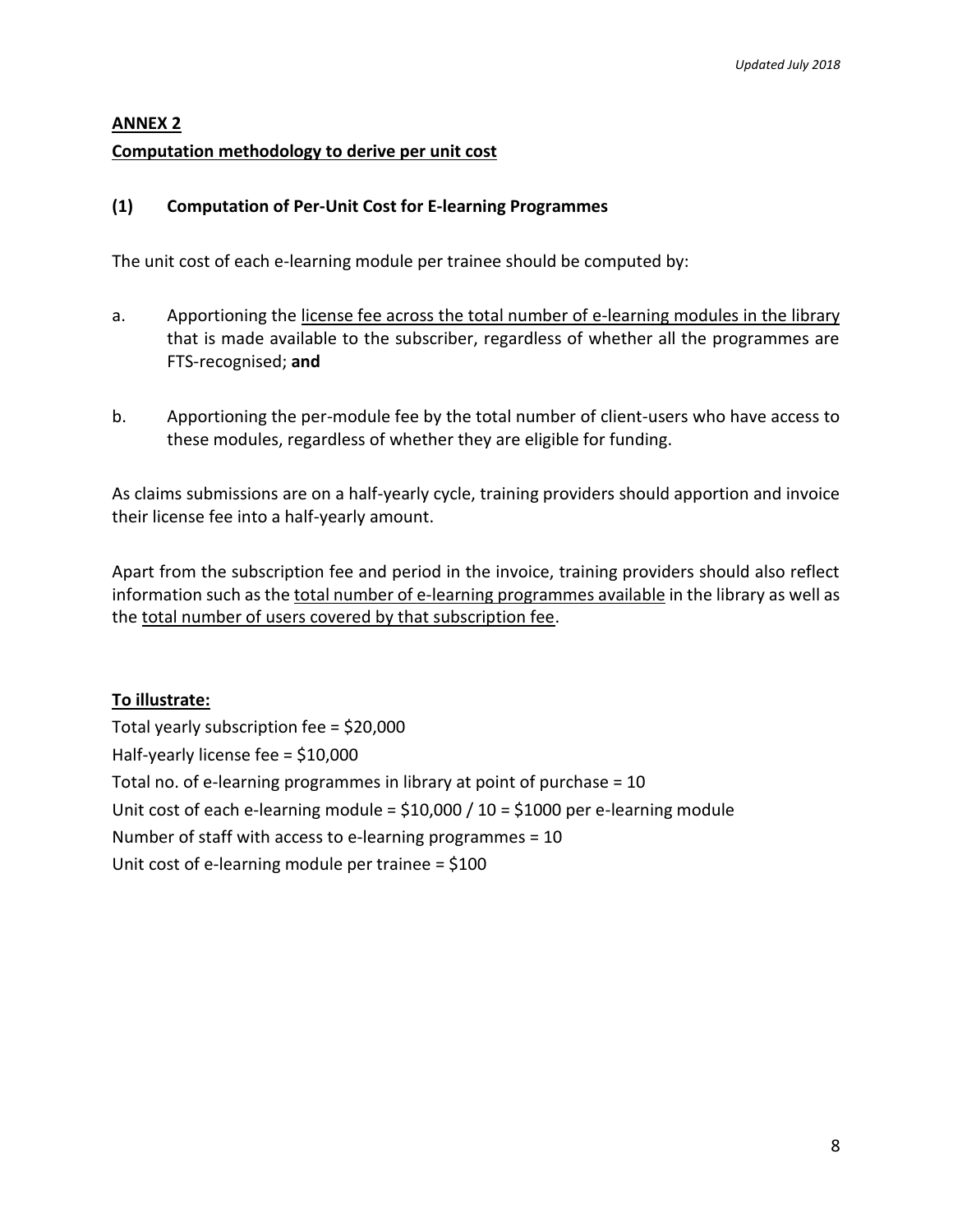## ANNEX 2

**Computation methodology to derive per unit cost**

### (1) Computation of Per-Unit Cost for E-learning Programmes

The unit cost of each e-learning module per trainee should be computed by:

a. Apportioning the license fee across the total number of e-learning modules in the library that is made available to the subscriber, regardless of whether all the programmes are FTS-recognised; **and**

b. Apportioning the per-module fee by the total number of client-users who have access to these modules, regardless of whether they are eligible for funding.

As claims submissions are on a half-yearly cycle, training providers should apportion and invoice their license fee into a half-yearly amount.

Apart from the subscription fee and period in the invoice, training providers should also reflect information such as the total number of e-learning programmes available in the library as well as the total number of users covered by that subscription fee.

**To illustrate:**

Total yearly subscription fee = $20,000

Half-yearly license fee = $10,000

Total no. of e-learning programmes in library at point of purchase = 10

Unit cost of each e-learning module = $10,000 / 10 = $1000 per e-learning module

Number of staff with access to e-learning programmes = 10

Unit cost of e-learning module per trainee = $100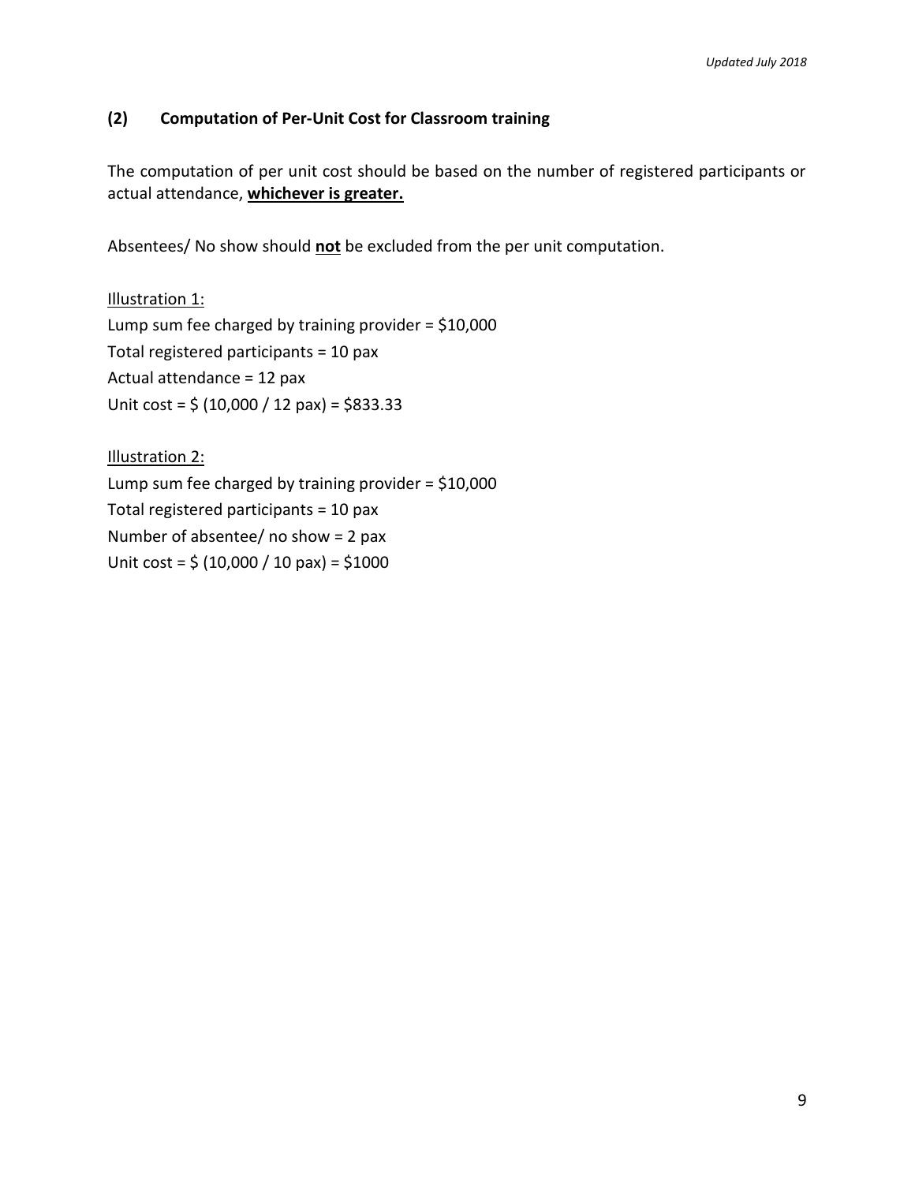## (2) Computation of Per-Unit Cost for Classroom training

The computation of per unit cost should be based on the number of registered participants or actual attendance, **whichever is greater.**

Absentees/ No show should **not** be excluded from the per unit computation.

Illustration 1:
Lump sum fee charged by training provider = $10,000
Total registered participants = 10 pax
Actual attendance = 12 pax
Unit cost = $ (10,000 / 12 pax) = $833.33

Illustration 2:
Lump sum fee charged by training provider = $10,000
Total registered participants = 10 pax
Number of absentee/ no show = 2 pax
Unit cost = $ (10,000 / 10 pax) = $1000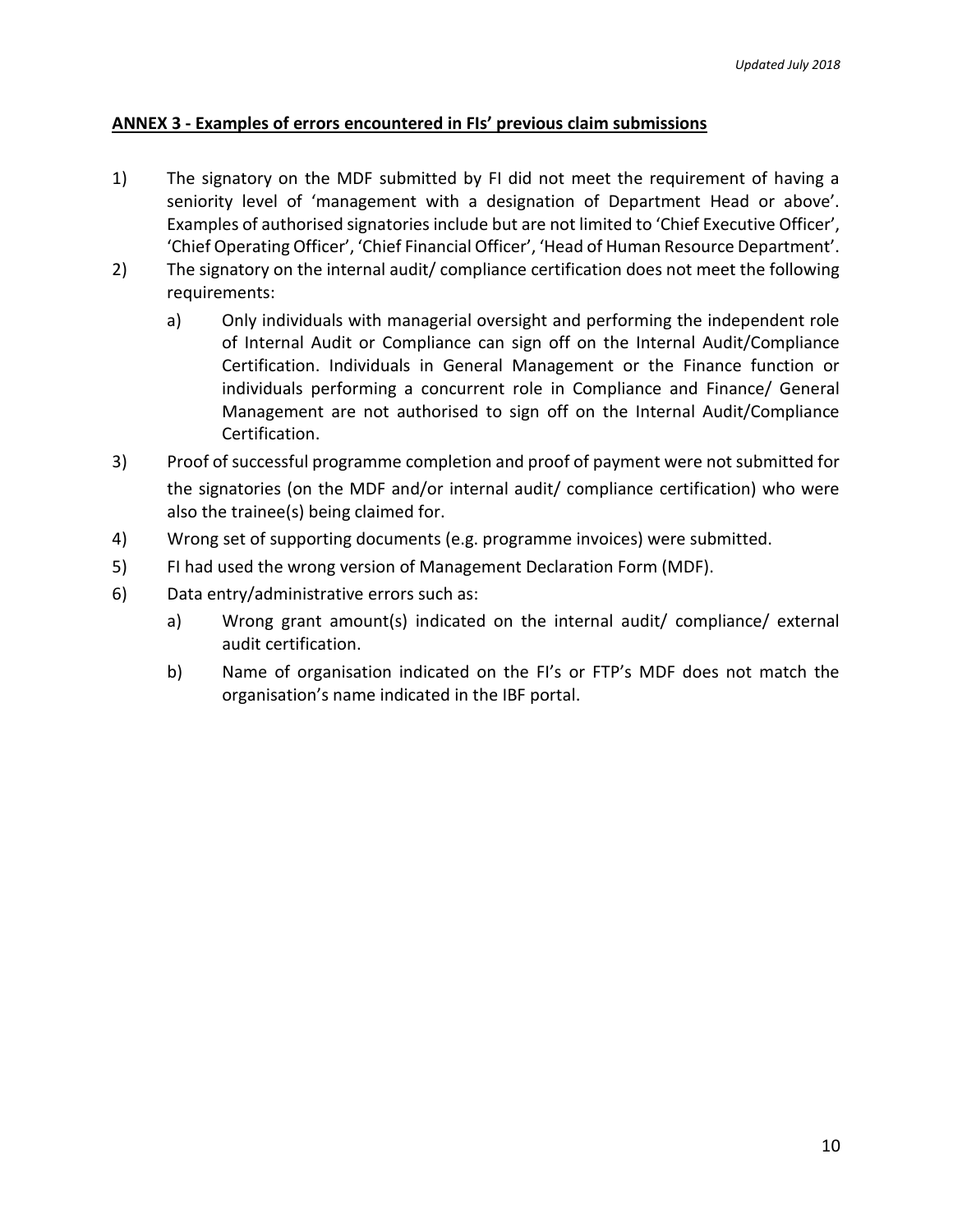**ANNEX 3 - Examples of errors encountered in FIs' previous claim submissions**

1) The signatory on the MDF submitted by FI did not meet the requirement of having a seniority level of 'management with a designation of Department Head or above'. Examples of authorised signatories include but are not limited to 'Chief Executive Officer', 'Chief Operating Officer', 'Chief Financial Officer', 'Head of Human Resource Department'.

2) The signatory on the internal audit/ compliance certification does not meet the following requirements:

   a) Only individuals with managerial oversight and performing the independent role of Internal Audit or Compliance can sign off on the Internal Audit/Compliance Certification. Individuals in General Management or the Finance function or individuals performing a concurrent role in Compliance and Finance/ General Management are not authorised to sign off on the Internal Audit/Compliance Certification.

3) Proof of successful programme completion and proof of payment were not submitted for the signatories (on the MDF and/or internal audit/ compliance certification) who were also the trainee(s) being claimed for.

4) Wrong set of supporting documents (e.g. programme invoices) were submitted.

5) FI had used the wrong version of Management Declaration Form (MDF).

6) Data entry/administrative errors such as:

   a) Wrong grant amount(s) indicated on the internal audit/ compliance/ external audit certification.

   b) Name of organisation indicated on the FI's or FTP's MDF does not match the organisation's name indicated in the IBF portal.